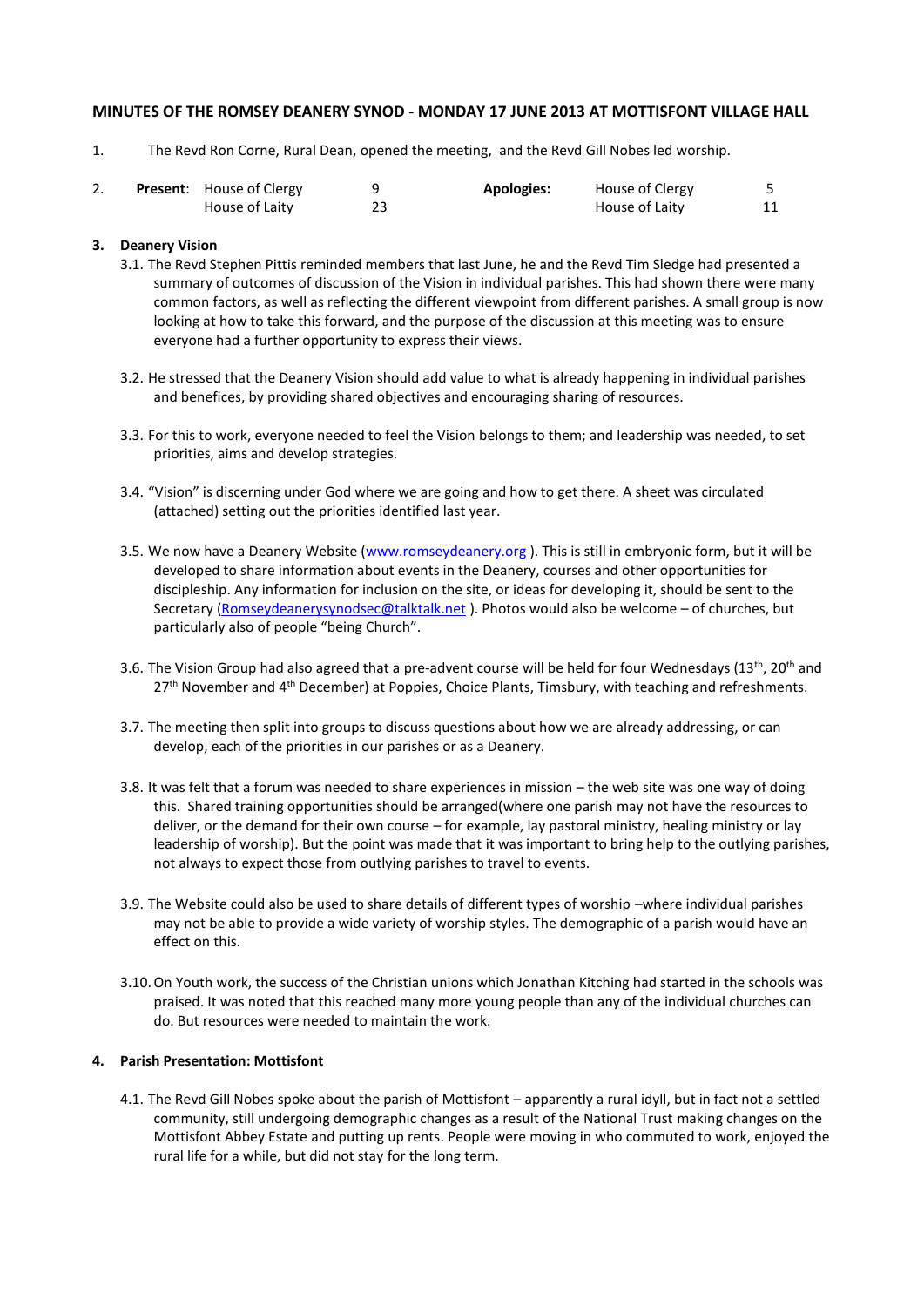## MINUTES OF THE ROMSEY DEANERY SYNOD - MONDAY 17 JUNE 2013 AT MOTTISFONT VILLAGE HALL

1. The Revd Ron Corne, Rural Dean, opened the meeting, and the Revd Gill Nobes led worship.

2. **Present**:

| | | | | |
|---|---|---|---|---|
| House of Clergy | 9 | **Apologies:** | House of Clergy | 5 |
| House of Laity | 23 | | House of Laity | 11 |

**3. Deanery Vision**

3.1. The Revd Stephen Pittis reminded members that last June, he and the Revd Tim Sledge had presented a summary of outcomes of discussion of the Vision in individual parishes. This had shown there were many common factors, as well as reflecting the different viewpoint from different parishes. A small group is now looking at how to take this forward, and the purpose of the discussion at this meeting was to ensure everyone had a further opportunity to express their views.

3.2. He stressed that the Deanery Vision should add value to what is already happening in individual parishes and benefices, by providing shared objectives and encouraging sharing of resources.

3.3. For this to work, everyone needed to feel the Vision belongs to them; and leadership was needed, to set priorities, aims and develop strategies.

3.4. "Vision" is discerning under God where we are going and how to get there. A sheet was circulated (attached) setting out the priorities identified last year.

3.5. We now have a Deanery Website (www.romseydeanery.org ). This is still in embryonic form, but it will be developed to share information about events in the Deanery, courses and other opportunities for discipleship. Any information for inclusion on the site, or ideas for developing it, should be sent to the Secretary (Romseydeanerysynodsec@talktalk.net ). Photos would also be welcome – of churches, but particularly also of people "being Church".

3.6. The Vision Group had also agreed that a pre-advent course will be held for four Wednesdays (13th, 20th and 27th November and 4th December) at Poppies, Choice Plants, Timsbury, with teaching and refreshments.

3.7. The meeting then split into groups to discuss questions about how we are already addressing, or can develop, each of the priorities in our parishes or as a Deanery.

3.8. It was felt that a forum was needed to share experiences in mission – the web site was one way of doing this. Shared training opportunities should be arranged(where one parish may not have the resources to deliver, or the demand for their own course – for example, lay pastoral ministry, healing ministry or lay leadership of worship). But the point was made that it was important to bring help to the outlying parishes, not always to expect those from outlying parishes to travel to events.

3.9. The Website could also be used to share details of different types of worship –where individual parishes may not be able to provide a wide variety of worship styles. The demographic of a parish would have an effect on this.

3.10. On Youth work, the success of the Christian unions which Jonathan Kitching had started in the schools was praised. It was noted that this reached many more young people than any of the individual churches can do. But resources were needed to maintain the work.

**4. Parish Presentation: Mottisfont**

4.1. The Revd Gill Nobes spoke about the parish of Mottisfont – apparently a rural idyll, but in fact not a settled community, still undergoing demographic changes as a result of the National Trust making changes on the Mottisfont Abbey Estate and putting up rents. People were moving in who commuted to work, enjoyed the rural life for a while, but did not stay for the long term.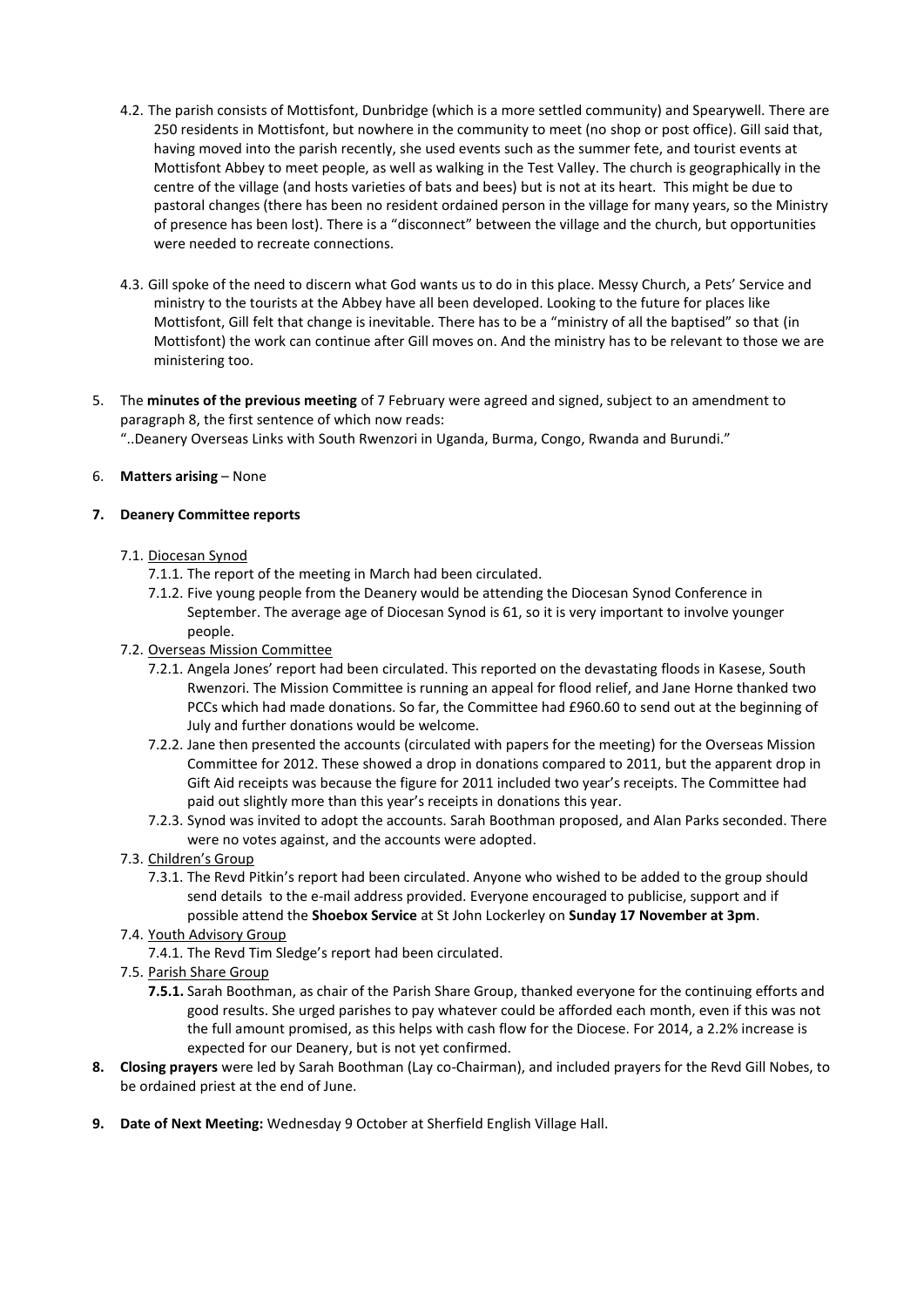4.2. The parish consists of Mottisfont, Dunbridge (which is a more settled community) and Spearywell. There are 250 residents in Mottisfont, but nowhere in the community to meet (no shop or post office). Gill said that, having moved into the parish recently, she used events such as the summer fete, and tourist events at Mottisfont Abbey to meet people, as well as walking in the Test Valley. The church is geographically in the centre of the village (and hosts varieties of bats and bees) but is not at its heart. This might be due to pastoral changes (there has been no resident ordained person in the village for many years, so the Ministry of presence has been lost). There is a "disconnect" between the village and the church, but opportunities were needed to recreate connections.

4.3. Gill spoke of the need to discern what God wants us to do in this place. Messy Church, a Pets' Service and ministry to the tourists at the Abbey have all been developed. Looking to the future for places like Mottisfont, Gill felt that change is inevitable. There has to be a "ministry of all the baptised" so that (in Mottisfont) the work can continue after Gill moves on. And the ministry has to be relevant to those we are ministering too.

5. The **minutes of the previous meeting** of 7 February were agreed and signed, subject to an amendment to paragraph 8, the first sentence of which now reads:
"..Deanery Overseas Links with South Rwenzori in Uganda, Burma, Congo, Rwanda and Burundi."

6. **Matters arising** – None

**7. Deanery Committee reports**

7.1. Diocesan Synod

7.1.1. The report of the meeting in March had been circulated.

7.1.2. Five young people from the Deanery would be attending the Diocesan Synod Conference in September. The average age of Diocesan Synod is 61, so it is very important to involve younger people.

7.2. Overseas Mission Committee

7.2.1. Angela Jones' report had been circulated. This reported on the devastating floods in Kasese, South Rwenzori. The Mission Committee is running an appeal for flood relief, and Jane Horne thanked two PCCs which had made donations. So far, the Committee had £960.60 to send out at the beginning of July and further donations would be welcome.

7.2.2. Jane then presented the accounts (circulated with papers for the meeting) for the Overseas Mission Committee for 2012. These showed a drop in donations compared to 2011, but the apparent drop in Gift Aid receipts was because the figure for 2011 included two year's receipts. The Committee had paid out slightly more than this year's receipts in donations this year.

7.2.3. Synod was invited to adopt the accounts. Sarah Boothman proposed, and Alan Parks seconded. There were no votes against, and the accounts were adopted.

7.3. Children's Group

7.3.1. The Revd Pitkin's report had been circulated. Anyone who wished to be added to the group should send details to the e-mail address provided. Everyone encouraged to publicise, support and if possible attend the **Shoebox Service** at St John Lockerley on **Sunday 17 November at 3pm**.

7.4. Youth Advisory Group

7.4.1. The Revd Tim Sledge's report had been circulated.

7.5. Parish Share Group

**7.5.1.** Sarah Boothman, as chair of the Parish Share Group, thanked everyone for the continuing efforts and good results. She urged parishes to pay whatever could be afforded each month, even if this was not the full amount promised, as this helps with cash flow for the Diocese. For 2014, a 2.2% increase is expected for our Deanery, but is not yet confirmed.

**8. Closing prayers** were led by Sarah Boothman (Lay co-Chairman), and included prayers for the Revd Gill Nobes, to be ordained priest at the end of June.

**9. Date of Next Meeting:** Wednesday 9 October at Sherfield English Village Hall.